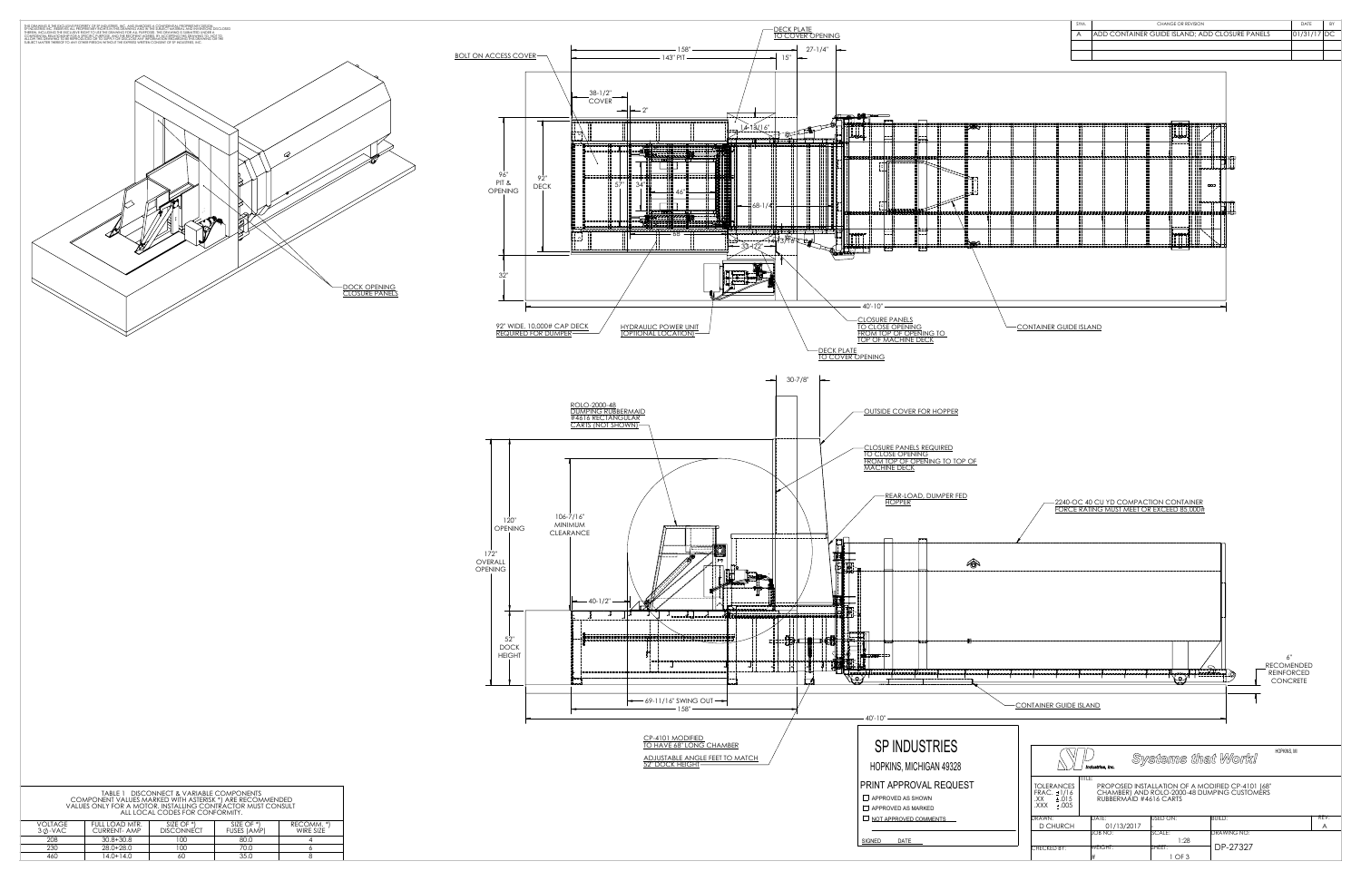THIS DRAWING IS THE EXCLUSIVE PROPERTY OF SP INDUSTRIES, INC. AND EMBODIES A CONFIDENTIAL PROPRIETARY DESIGN. SP INDUSTRIES INC. RESERVES ALL PROPRIETARY RIGHTS IN THIS DRAWING AND IN THE SUBJECT MATERIAL AND INVENTIONS DISCLOSED THEREIN, INCLUDING THE EXCLUSIVE RIGHT TO USE THIS DRAWING FOR ALL PURPOSES. THIS DRAWING IS SUBMITTED UNDER A CONFIDENTIAL RELATIONSHIP FOR A SPECIFIC PURPOSE, AND THE RECIPIENT AGREES, BY ACCEPTING THIS DRAWING, TO NOT USE OR ALLOW THIS DRAWING TO BE REPRODUCED OR TO SUPPLY OR DISCLOSE ANY INFORMATION REGARDING THIS DRAWING OR THE SUBJECT MATTER THEREOF TO ANY OTHER PERSON WITHOUT THE EXPRESS WRITTEN CONSENT OF SP INDUSTRIES, INC.

| SYM. | CHANGE OR REVISION | DATE | BY |
|---|---|---|---|
| A | ADD CONTAINER GUIDE ISLAND; ADD CLOSURE PANELS | 01/31/17 | DC |

DOCK OPENING CLOSURE PANELS

BOLT ON ACCESS COVER

DECK PLATE TO COVER OPENING

158"

143" PIT

15"

27-1/4"

38-1/2" COVER

2"

14-13/16"

96" PIT & OPENING

92" DECK

57"

34"

46"

68-1/4"

33-1/2"

13-7/8"

32"

40'-10"

92" WIDE, 10,000# CAP DECK REQUIRED FOR DUMPER

HYDRAULIC POWER UNIT (OPTIONAL LOCATION)

CLOSURE PANELS TO CLOSE OPENING FROM TOP OF OPENING TO TOP OF MACHINE DECK

DECK PLATE TO COVER OPENING

CONTAINER GUIDE ISLAND

30-7/8"

ROLO-2000-48 DUMPING RUBBERMAID #4616 RECTANGULAR CARTS (NOT SHOWN)

OUTSIDE COVER FOR HOPPER

CLOSURE PANELS REQUIRED TO CLOSE OPENING FROM TOP OF OPENING TO TOP OF MACHINE DECK

REAR-LOAD, DUMPER FED HOPPER

2240-OC 40 CU YD COMPACTION CONTAINER FORCE RATING MUST MEET OR EXCEED 85,000#

120" OPENING

106-7/16" MINIMUM CLEARANCE

172" OVERALL OPENING

40-1/2"

52" DOCK HEIGHT

6" RECOMENDED REINFORCED CONCRETE

69-11/16" SWING OUT

158"

CONTAINER GUIDE ISLAND

40'-10"

CP-4101 MODIFIED TO HAVE 68" LONG CHAMBER

ADJUSTABLE ANGLE FEET TO MATCH 52" DOCK HEIGHT

TABLE 1 DISCONNECT & VARIABLE COMPONENTS
COMPONENT VALUES MARKED WITH ASTERISK *) ARE RECOMMENDED VALUES ONLY FOR A MOTOR. INSTALLING CONTRACTOR MUST CONSULT ALL LOCAL CODES FOR CONFORMITY.

| VOLTAGE 3-Ø-VAC | FULL LOAD MTR CURRENT- AMP | SIZE OF *) DISCONNECT | SIZE OF *) FUSES (AMP) | RECOMM. *) WIRE SIZE |
|---|---|---|---|---|
| 208 | 30.8+30.8 | 100 | 80.0 | 4 |
| 230 | 28.0+28.0 | 100 | 70.0 | 6 |
| 460 | 14.0+14.0 | 60 | 35.0 | 8 |

# SP INDUSTRIES

HOPKINS, MICHIGAN 49328

## PRINT APPROVAL REQUEST

- ☐ APPROVED AS SHOWN
- ☐ APPROVED AS MARKED
- ☐ NOT APPROVED COMMENTS

SIGNED DATE

SP Industries, Inc. — Systems that Work! — HOPKINS, MI

TOLERANCES: FRAC. ±1/16, .XX ±.015, .XXX ±.005

TITLE: PROPOSED INSTALLATION OF A MODIFIED CP-4101 (68" CHAMBER) AND ROLO-2000-48 DUMPING CUSTOMERS RUBBERMAID #4616 CARTS

| DRAWN: | DATE: | USED ON: | BUILD: | REV. |
|---|---|---|---|---|
| D CHURCH | 01/13/2017 | | | A |
| | JOB NO: | SCALE: 1:28 | DRAWING NO: DP-27327 | |
| CHECKED BY: | WEIGHT: # | SHEET: 1 OF 3 | | |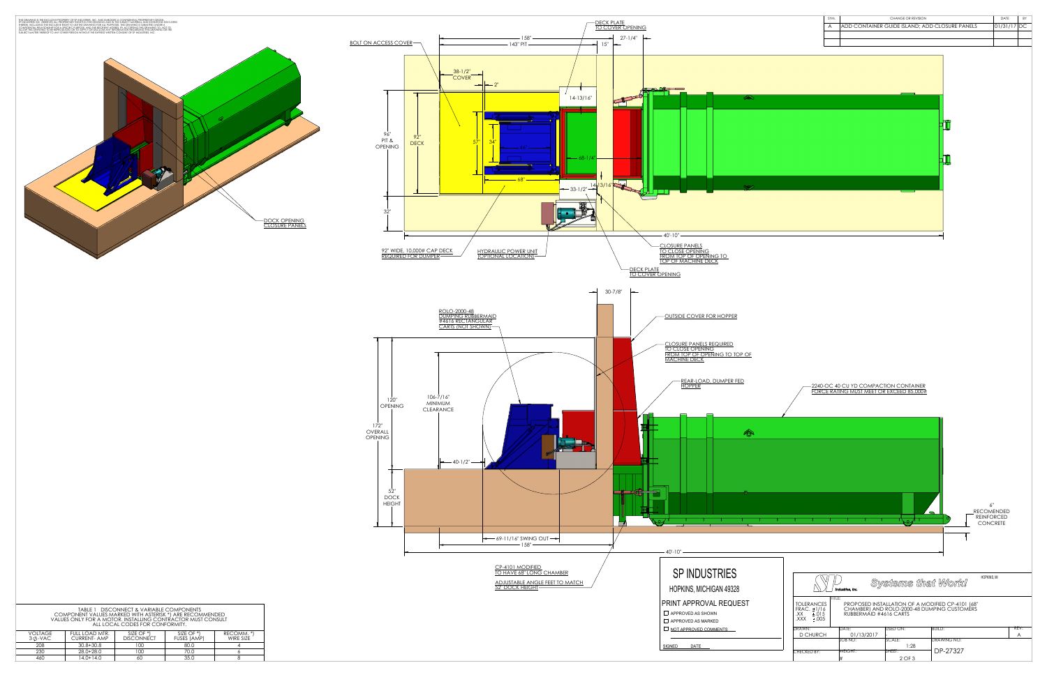THIS DRAWING IS THE EXCLUSIVE PROPERTY OF SP INDUSTRIES, INC. AND EMBODIES A CONFIDENTIAL PROPRIETARY DESIGN OF SP INDUSTRIES, INC. RESERVES ALL PROPRIETARY RIGHTS IN THIS DRAWING AND IN THE SUBJECT MATERIAL AND INVENTIONS DISCLOSED THEREIN, INCLUDING THE EXCLUSIVE RIGHT TO USE THIS DRAWING FOR ALL PURPOSES. THIS DRAWING IS SUBMITTED UNDER A CONFIDENTIAL RELATIONSHIP FOR A SPECIFIC PURPOSE, AND THE RECIPIENT AGREES, BY ACCEPTING THIS DRAWING TO, NOT TO ALLOW THIS DRAWING TO BE REPRODUCED OR TO SUPPLY OR DISCLOSE ANY INFORMATION REGARDING THIS DRAWING OR THE SUBJECT MATTER THEREOF TO ANY OTHER PERSON WITHOUT THE EXPRESS WRITTEN CONSENT OF SP INDUSTRIES, INC.

| SYM. | CHANGE OR REVISION | DATE | BY |
|---|---|---|---|
| A | ADD CONTAINER GUIDE ISLAND; ADD CLOSURE PANELS | 01/31/17 | DC |

DOCK OPENING CLOSURE PANELS

BOLT ON ACCESS COVER

DECK PLATE TO COVER OPENING

158"
143" PIT
15"
27-1/4"
38-1/2" COVER
2"
14-13/16"
96" PIT & OPENING
92" DECK
57"
34"
46"
68-1/4"
68"
33-1/2"
14-13/16"
32"
40'-10"

92" WIDE, 10,000# CAP DECK REQUIRED FOR DUMPER

HYDRAULIC POWER UNIT (OPTIONAL LOCATION)

CLOSURE PANELS TO CLOSE OPENING FROM TOP OF OPENING TO TOP OF MACHINE DECK

DECK PLATE TO COVER OPENING

30-7/8"

ROLO-2000-48 DUMPING RUBBERMAID #4616 RECTANGULAR CARTS (NOT SHOWN)

OUTSIDE COVER FOR HOPPER

CLOSURE PANELS REQUIRED TO CLOSE OPENING FROM TOP OF OPENING TO TOP OF MACHINE DECK

REAR-LOAD, DUMPER FED HOPPER

2240-OC 40 CU YD COMPACTION CONTAINER FORCE RATING MUST MEET OR EXCEED 85,000#

120" OPENING
172" OVERALL OPENING
106-7/16" MINIMUM CLEARANCE
40-1/2"
52" DOCK HEIGHT
69-11/16" SWING OUT
158"
40'-10"

6" RECOMENDED REINFORCED CONCRETE

CP-4101 MODIFIED TO HAVE 68" LONG CHAMBER

ADJUSTABLE ANGLE FEET TO MATCH 52" DOCK HEIGHT

TABLE 1 DISCONNECT & VARIABLE COMPONENTS
COMPONENT VALUES MARKED WITH ASTERISK *) ARE RECOMMENDED VALUES ONLY FOR A MOTOR. INSTALLING CONTRACTOR MUST CONSULT ALL LOCAL CODES FOR CONFORMITY.

| VOLTAGE 3-Ø-VAC | FULL LOAD MTR CURRENT- AMP | SIZE OF *) DISCONNECT | SIZE OF *) FUSES (AMP) | RECOMM. *) WIRE SIZE |
|---|---|---|---|---|
| 208 | 30.8+30.8 | 100 | 80.0 | 4 |
| 230 | 28.0+28.0 | 100 | 70.0 | 6 |
| 460 | 14.0+14.0 | 60 | 35.0 | 8 |

## SP INDUSTRIES

HOPKINS, MICHIGAN 49328

### PRINT APPROVAL REQUEST

- ☐ APPROVED AS SHOWN
- ☐ APPROVED AS MARKED
- ☐ NOT APPROVED COMMENTS

SIGNED DATE

SP Industries, Inc. *Systems that Work!* HOPKINS, MI

TOLERANCES: FRAC. ±1/16, .XX ±.015, .XXX ±.005

TITLE: PROPOSED INSTALLATION OF A MODIFIED CP-4101 (68" CHAMBER) AND ROLO-2000-48 DUMPING CUSTOMERS RUBBERMAID #4616 CARTS

| DRAWN: D CHURCH | DATE: 01/13/2017 | USED ON: | BUILD: | REV. A |
|---|---|---|---|---|
| | JOB NO: | SCALE: 1:28 | DRAWING NO: DP-27327 | |
| CHECKED BY: | WEIGHT: # | SHEET: 2 OF 3 | | |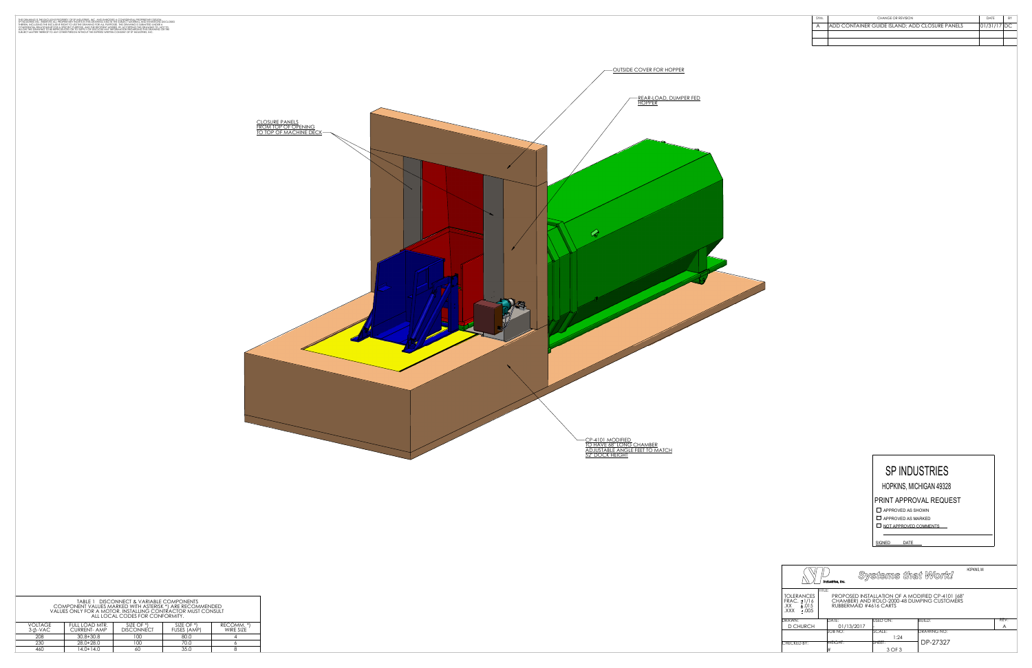THIS DRAWING IS THE EXCLUSIVE PROPERTY OF SP INDUSTRIES, INC. AND EMBODIES A CONFIDENTIAL PROPRIETARY DESIGN. SP INDUSTRIES, INC. RESERVES ALL PROPRIETARY RIGHTS IN THIS DRAWING AND IN THE SUBJECT MATERIAL AND INVENTIONS DISCLOSED THEREIN, INCLUDING THE EXCLUSIVE RIGHT TO USE THIS DRAWING FOR ALL PURPOSES. THIS DRAWING IS FURNISHED UNDER A CONFIDENTIAL RELATIONSHIP FOR A SPECIFIC PURPOSE, AND THE RECIPIENT AGREES, BY ACCEPTING THIS DRAWING, TO NOT TO ALLOW THIS DRAWING TO BE REPRODUCED OR TO SUPPLY OR DISCLOSE ANY INFORMATION REGARDING THIS DRAWING OR THE SUBJECT MATTER THEREOF TO ANY OTHER PERSON WITHOUT THE EXPRESS WRITTEN CONSENT OF SP INDUSTRIES, INC.

| SYM. | CHANGE OR REVISION | DATE | BY |
|---|---|---|---|
| A | ADD CONTAINER GUIDE ISLAND; ADD CLOSURE PANELS | 01/31/17 | DC |
| | | | |
| | | | |

OUTSIDE COVER FOR HOPPER

REAR-LOAD, DUMPER FED HOPPER

CLOSURE PANELS FROM TOP OF OPENING TO TOP OF MACHINE DECK

CP-4101 MODIFIED TO HAVE 68" LONG CHAMBER ADJUSTABLE ANGLE FEET TO MATCH 52" DOCK HEIGHT

TABLE 1 DISCONNECT & VARIABLE COMPONENTS
COMPONENT VALUES MARKED WITH ASTERISK *) ARE RECOMMENDED VALUES ONLY FOR A MOTOR. INSTALLING CONTRACTOR MUST CONSULT ALL LOCAL CODES FOR CONFORMITY.

| VOLTAGE 3-Ø-VAC | FULL LOAD MTR CURRENT- AMP | SIZE OF *) DISCONNECT | SIZE OF *) FUSES (AMP) | RECOMM. *) WIRE SIZE |
|---|---|---|---|---|
| 208 | 30.8+30.8 | 100 | 80.0 | 4 |
| 230 | 28.0+28.0 | 100 | 70.0 | 6 |
| 460 | 14.0+14.0 | 60 | 35.0 | 8 |

## SP INDUSTRIES
HOPKINS, MICHIGAN 49328

PRINT APPROVAL REQUEST

- ☐ APPROVED AS SHOWN
- ☐ APPROVED AS MARKED
- ☐ NOT APPROVED COMMENTS

SIGNED DATE

SP Industries, Inc. — Systems that Work! — HOPKINS, MI

TOLERANCES
FRAC. ±1/16
.XX ±.015
.XXX ±.005

TITLE: PROPOSED INSTALLATION OF A MODIFIED CP-4101 (68" CHAMBER) AND ROLO-2000-48 DUMPING CUSTOMERS RUBBERMAID #4616 CARTS

| DRAWN: | DATE: | USED ON: | BUILD: | REV. |
|---|---|---|---|---|
| D CHURCH | 01/13/2017 | | | A |
| | JOB NO: | SCALE: 1:24 | DRAWING NO: DP-27327 | |
| CHECKED BY: | WEIGHT: # | SHEET: 3 OF 3 | | |